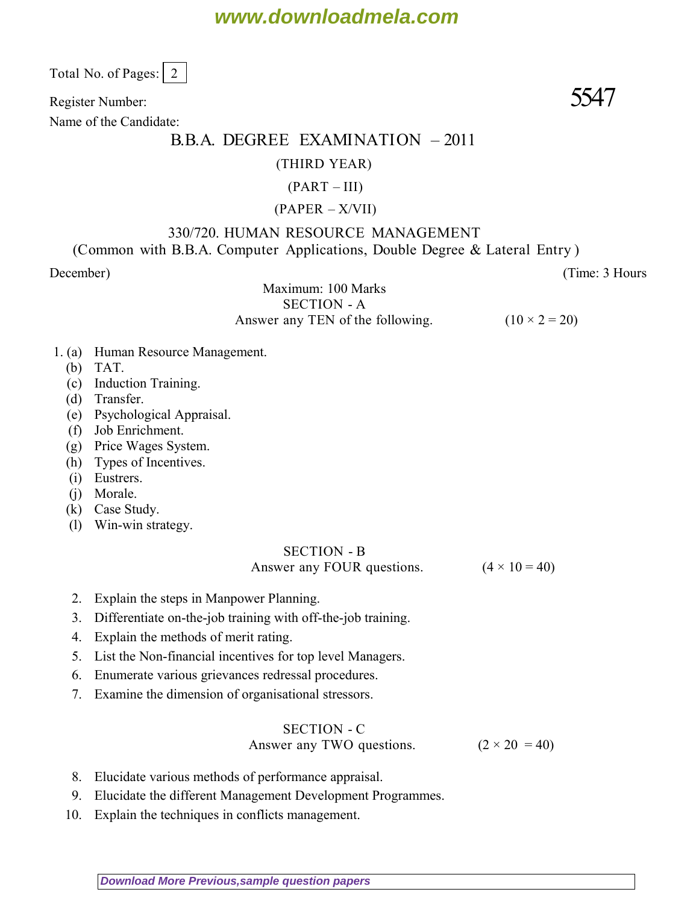Total No. of Pages: 2

Register Number: **5547**

Name of the Candidate:

# B.B.A. DEGREE EXAMINATION – 2011

(THIRD YEAR)

(PART – III)

(PAPER – X/VII)

## 330/720. HUMAN RESOURCE MANAGEMENT

(Common with B.B.A. Computer Applications, Double Degree & Lateral Entry )

December) (Time: 3 Hours

Maximum: 100 Marks

### SECTION - A

Answer any TEN of the following. (10 × 2 = 20)

1. (a) Human Resource Management.
   (b) TAT.
   (c) Induction Training.
   (d) Transfer.
   (e) Psychological Appraisal.
   (f) Job Enrichment.
   (g) Price Wages System.
   (h) Types of Incentives.
   (i) Eustrers.
   (j) Morale.
   (k) Case Study.
   (l) Win-win strategy.

### SECTION - B

Answer any FOUR questions. (4 × 10 = 40)

2. Explain the steps in Manpower Planning.
3. Differentiate on-the-job training with off-the-job training.
4. Explain the methods of merit rating.
5. List the Non-financial incentives for top level Managers.
6. Enumerate various grievances redressal procedures.
7. Examine the dimension of organisational stressors.

### SECTION - C

Answer any TWO questions. (2 × 20 = 40)

8. Elucidate various methods of performance appraisal.
9. Elucidate the different Management Development Programmes.
10. Explain the techniques in conflicts management.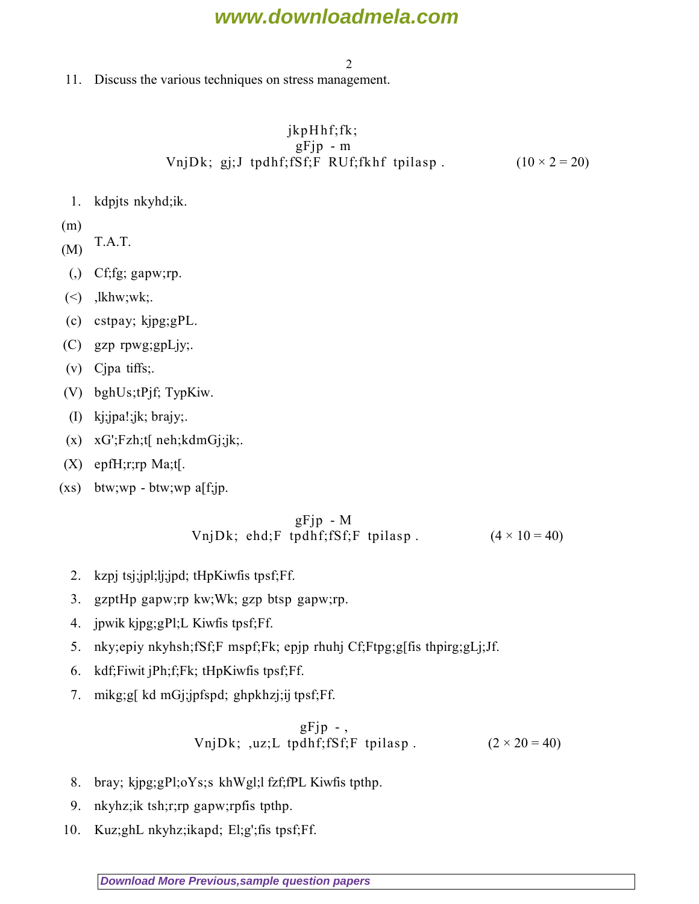11. Discuss the various techniques on stress management.

jkpHhf;fk;

gFjp - m

VnjDk; gj;J tpdhf;fSf;F RUf;fkhf tpilasp . (10 × 2 = 20)

1. kdpjts nkyhd;ik.

(m) T.A.T.

(M) 

(,) Cf;fg; gapw;rp.

(<) ,lkhw;wk;.

(c) cstpay; kjpg;gPL.

(C) gzp rpwg;gpLjy;.

(v) Cjpa tiffs;.

(V) bghUs;tPjf; TypKiw.

(I) kj;jpa!;jk; brajy;.

(x) xG';Fzh;t[ neh;kdmGj;jk;.

(X) epfH;r;rp Ma;t[.

(xs) btw;wp - btw;wp a[f;jp.

gFjp - M

VnjDk; ehd;F tpdhf;fSf;F tpilasp . (4 × 10 = 40)

2. kzpj tsj;jpl;lj;jpd; tHpKiwfis tpsf;Ff.

3. gzptHp gapw;rp kw;Wk; gzp btsp gapw;rp.

4. jpwik kjpg;gPl;L Kiwfis tpsf;Ff.

5. nky;epiy nkyhsh;fSf;F mspf;Fk; epjp rhuhj Cf;Ftpg;g[fis thpirg;gLj;Jf.

6. kdf;Fiwit jPh;f;Fk; tHpKiwfis tpsf;Ff.

7. mikg;g[ kd mGj;jpfspd; ghpkhzj;ij tpsf;Ff.

gFjp - ,

VnjDk; ,uz;L tpdhf;fSf;F tpilasp . (2 × 20 = 40)

8. bray; kjpg;gPl;oYs;s khWgl;l fzf;fPL Kiwfis tpthp.

9. nkyhz;ik tsh;r;rp gapw;rpfis tpthp.

10. Kuz;ghL nkyhz;ikapd; El;g';fis tpsf;Ff.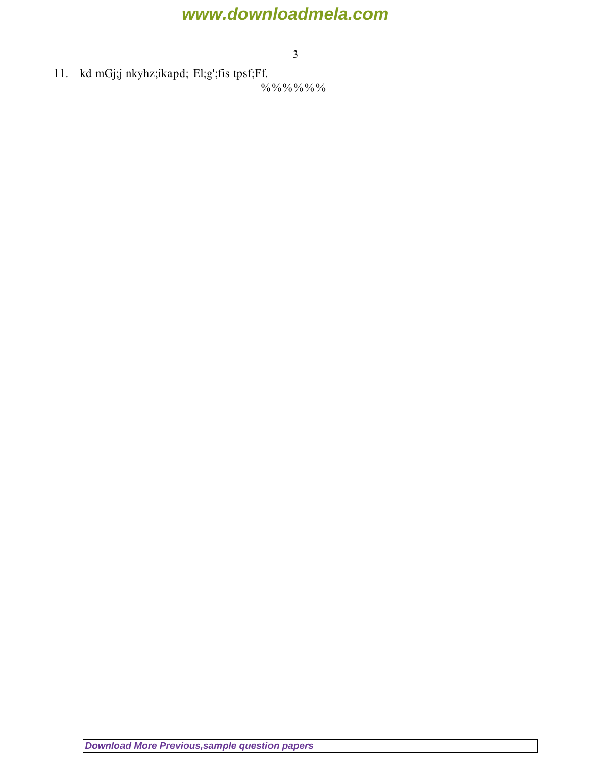11. kd mGj;j nkyhz;ikapd; El;g';fis tpsf;Ff.

%%%%%%